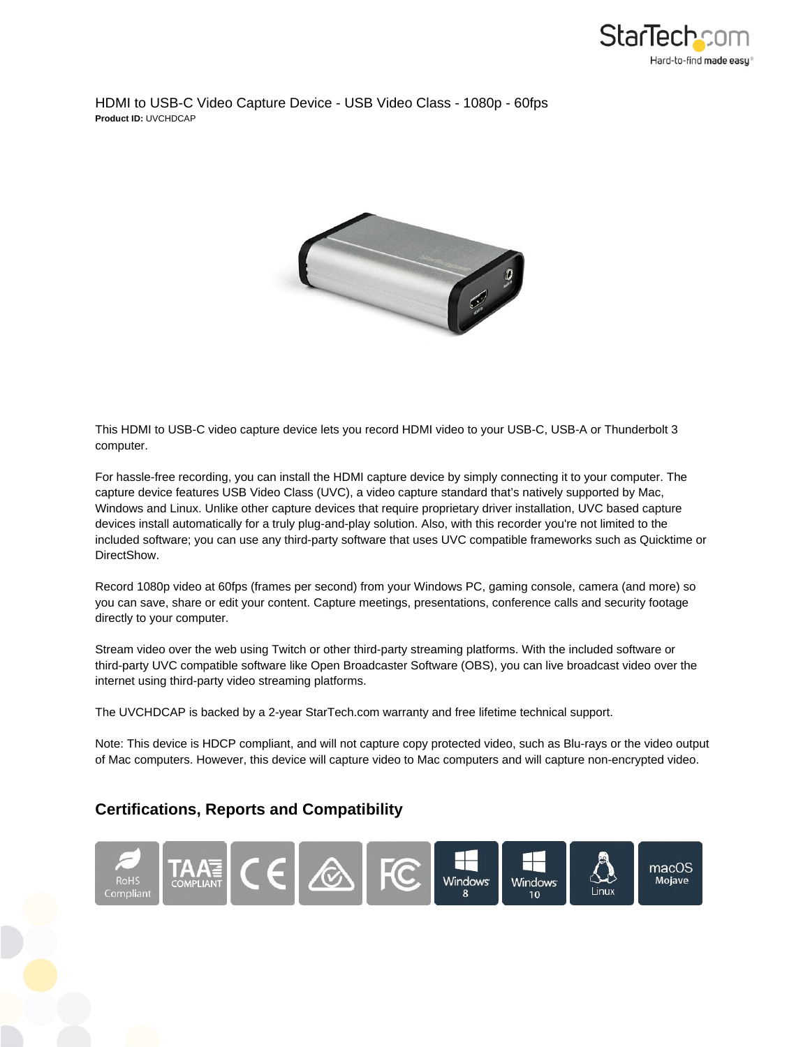# HDMI to USB-C Video Capture Device - USB Video Class - 1080p - 60fps

**Product ID:** UVCHDCAP

This HDMI to USB-C video capture device lets you record HDMI video to your USB-C, USB-A or Thunderbolt 3 computer.

For hassle-free recording, you can install the HDMI capture device by simply connecting it to your computer. The capture device features USB Video Class (UVC), a video capture standard that's natively supported by Mac, Windows and Linux. Unlike other capture devices that require proprietary driver installation, UVC based capture devices install automatically for a truly plug-and-play solution. Also, with this recorder you're not limited to the included software; you can use any third-party software that uses UVC compatible frameworks such as Quicktime or DirectShow.

Record 1080p video at 60fps (frames per second) from your Windows PC, gaming console, camera (and more) so you can save, share or edit your content. Capture meetings, presentations, conference calls and security footage directly to your computer.

Stream video over the web using Twitch or other third-party streaming platforms. With the included software or third-party UVC compatible software like Open Broadcaster Software (OBS), you can live broadcast video over the internet using third-party video streaming platforms.

The UVCHDCAP is backed by a 2-year StarTech.com warranty and free lifetime technical support.

Note: This device is HDCP compliant, and will not capture copy protected video, such as Blu-rays or the video output of Mac computers. However, this device will capture video to Mac computers and will capture non-encrypted video.

## Certifications, Reports and Compatibility

RoHS Compliant · TAA COMPLIANT · CE · FC · Windows 8 · Windows 10 · Linux · macOS Mojave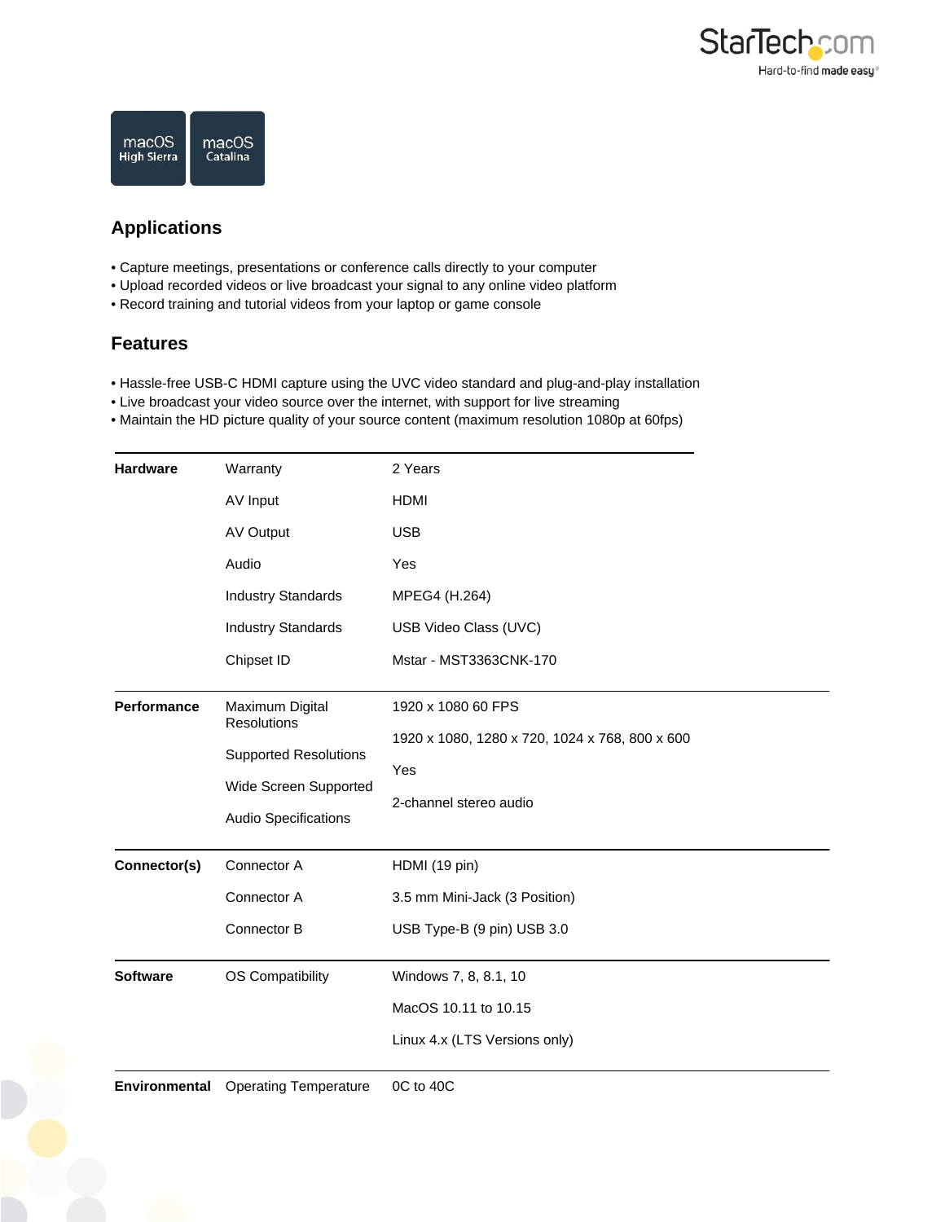macOS High Sierra

macOS Catalina

## Applications

- Capture meetings, presentations or conference calls directly to your computer
- Upload recorded videos or live broadcast your signal to any online video platform
- Record training and tutorial videos from your laptop or game console

## Features

- Hassle-free USB-C HDMI capture using the UVC video standard and plug-and-play installation
- Live broadcast your video source over the internet, with support for live streaming
- Maintain the HD picture quality of your source content (maximum resolution 1080p at 60fps)

| | | |
|---|---|---|
| **Hardware** | Warranty | 2 Years |
| | AV Input | HDMI |
| | AV Output | USB |
| | Audio | Yes |
| | Industry Standards | MPEG4 (H.264) |
| | Industry Standards | USB Video Class (UVC) |
| | Chipset ID | Mstar - MST3363CNK-170 |
| **Performance** | Maximum Digital Resolutions | 1920 x 1080 60 FPS |
| | Supported Resolutions | 1920 x 1080, 1280 x 720, 1024 x 768, 800 x 600 |
| | Wide Screen Supported | Yes |
| | Audio Specifications | 2-channel stereo audio |
| **Connector(s)** | Connector A | HDMI (19 pin) |
| | Connector A | 3.5 mm Mini-Jack (3 Position) |
| | Connector B | USB Type-B (9 pin) USB 3.0 |
| **Software** | OS Compatibility | Windows 7, 8, 8.1, 10 |
| | | MacOS 10.11 to 10.15 |
| | | Linux 4.x (LTS Versions only) |
| **Environmental** | Operating Temperature | 0C to 40C |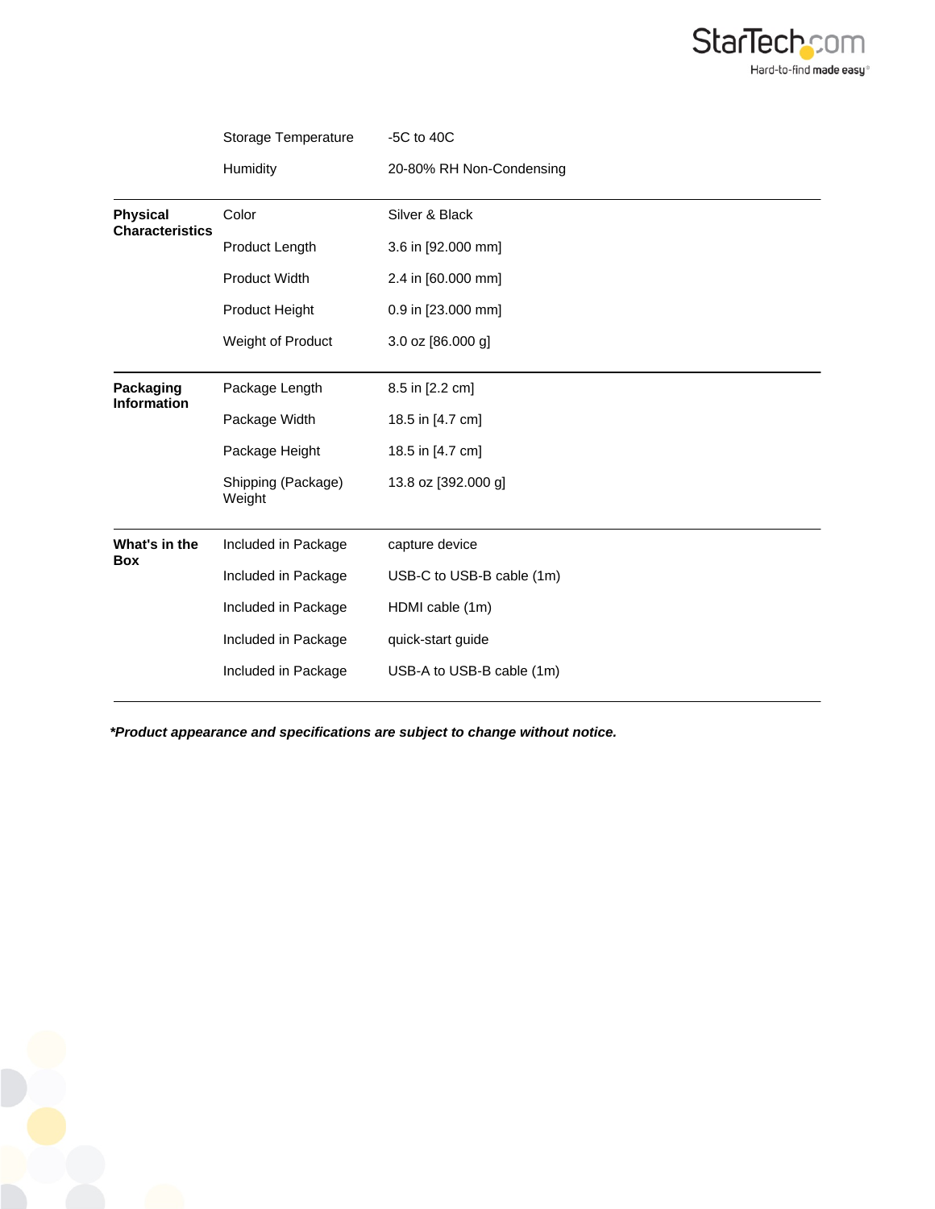| | | |
|---|---|---|
| | Storage Temperature | -5C to 40C |
| | Humidity | 20-80% RH Non-Condensing |
| **Physical Characteristics** | Color | Silver & Black |
| | Product Length | 3.6 in [92.000 mm] |
| | Product Width | 2.4 in [60.000 mm] |
| | Product Height | 0.9 in [23.000 mm] |
| | Weight of Product | 3.0 oz [86.000 g] |
| **Packaging Information** | Package Length | 8.5 in [2.2 cm] |
| | Package Width | 18.5 in [4.7 cm] |
| | Package Height | 18.5 in [4.7 cm] |
| | Shipping (Package) Weight | 13.8 oz [392.000 g] |
| **What's in the Box** | Included in Package | capture device |
| | Included in Package | USB-C to USB-B cable (1m) |
| | Included in Package | HDMI cable (1m) |
| | Included in Package | quick-start guide |
| | Included in Package | USB-A to USB-B cable (1m) |

***Product appearance and specifications are subject to change without notice.***